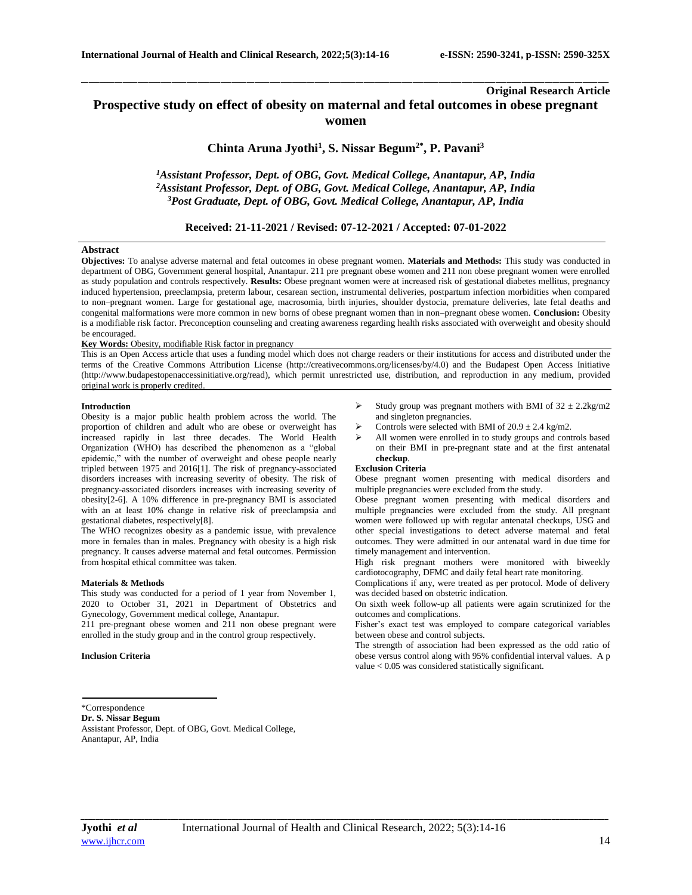Original Research Article

# Prospective study on effect of obesity on maternal and fetal outcomes in obese pregnant women

**Chinta Aruna Jyothi[1], S. Nissar Begum[2*], P. Pavani[3]**

*[1]Assistant Professor, Dept. of OBG, Govt. Medical College, Anantapur, AP, India*
*[2]Assistant Professor, Dept. of OBG, Govt. Medical College, Anantapur, AP, India*
*[3]Post Graduate, Dept. of OBG, Govt. Medical College, Anantapur, AP, India*

**Received: 21-11-2021 / Revised: 07-12-2021 / Accepted: 07-01-2022**

## Abstract

**Objectives:** To analyse adverse maternal and fetal outcomes in obese pregnant women. **Materials and Methods:** This study was conducted in department of OBG, Government general hospital, Anantapur. 211 pre pregnant obese women and 211 non obese pregnant women were enrolled as study population and controls respectively. **Results:** Obese pregnant women were at increased risk of gestational diabetes mellitus, pregnancy induced hypertension, preeclampsia, preterm labour, cesarean section, instrumental deliveries, postpartum infection morbidities when compared to non–pregnant women. Large for gestational age, macrosomia, birth injuries, shoulder dystocia, premature deliveries, late fetal deaths and congenital malformations were more common in new borns of obese pregnant women than in non–pregnant obese women. **Conclusion:** Obesity is a modifiable risk factor. Preconception counseling and creating awareness regarding health risks associated with overweight and obesity should be encouraged.

**Key Words:** Obesity, modifiable Risk factor in pregnancy

This is an Open Access article that uses a funding model which does not charge readers or their institutions for access and distributed under the terms of the Creative Commons Attribution License (http://creativecommons.org/licenses/by/4.0) and the Budapest Open Access Initiative (http://www.budapestopenaccessinitiative.org/read), which permit unrestricted use, distribution, and reproduction in any medium, provided original work is properly credited.

## Introduction

Obesity is a major public health problem across the world. The proportion of children and adult who are obese or overweight has increased rapidly in last three decades. The World Health Organization (WHO) has described the phenomenon as a "global epidemic," with the number of overweight and obese people nearly tripled between 1975 and 2016[1]. The risk of pregnancy-associated disorders increases with increasing severity of obesity. The risk of pregnancy-associated disorders increases with increasing severity of obesity[2-6]. A 10% difference in pre-pregnancy BMI is associated with an at least 10% change in relative risk of preeclampsia and gestational diabetes, respectively[8].

The WHO recognizes obesity as a pandemic issue, with prevalence more in females than in males. Pregnancy with obesity is a high risk pregnancy. It causes adverse maternal and fetal outcomes. Permission from hospital ethical committee was taken.

## Materials & Methods

This study was conducted for a period of 1 year from November 1, 2020 to October 31, 2021 in Department of Obstetrics and Gynecology, Government medical college, Anantapur.

211 pre-pregnant obese women and 211 non obese pregnant were enrolled in the study group and in the control group respectively.

### Inclusion Criteria

- Study group was pregnant mothers with BMI of $32 \pm 2.2$kg/m2 and singleton pregnancies.
- Controls were selected with BMI of $20.9 \pm 2.4$ kg/m2.
- All women were enrolled in to study groups and controls based on their BMI in pre-pregnant state and at the first antenatal **checkup**.

### Exclusion Criteria

Obese pregnant women presenting with medical disorders and multiple pregnancies were excluded from the study.

Obese pregnant women presenting with medical disorders and multiple pregnancies were excluded from the study. All pregnant women were followed up with regular antenatal checkups, USG and other special investigations to detect adverse maternal and fetal outcomes. They were admitted in our antenatal ward in due time for timely management and intervention.

High risk pregnant mothers were monitored with biweekly cardiotocography, DFMC and daily fetal heart rate monitoring.

Complications if any, were treated as per protocol. Mode of delivery was decided based on obstetric indication.

On sixth week follow-up all patients were again scrutinized for the outcomes and complications.

Fisher's exact test was employed to compare categorical variables between obese and control subjects.

The strength of association had been expressed as the odd ratio of obese versus control along with 95% confidential interval values. A p value $< 0.05$ was considered statistically significant.

\*Correspondence
**Dr. S. Nissar Begum**
Assistant Professor, Dept. of OBG, Govt. Medical College,
Anantapur, AP, India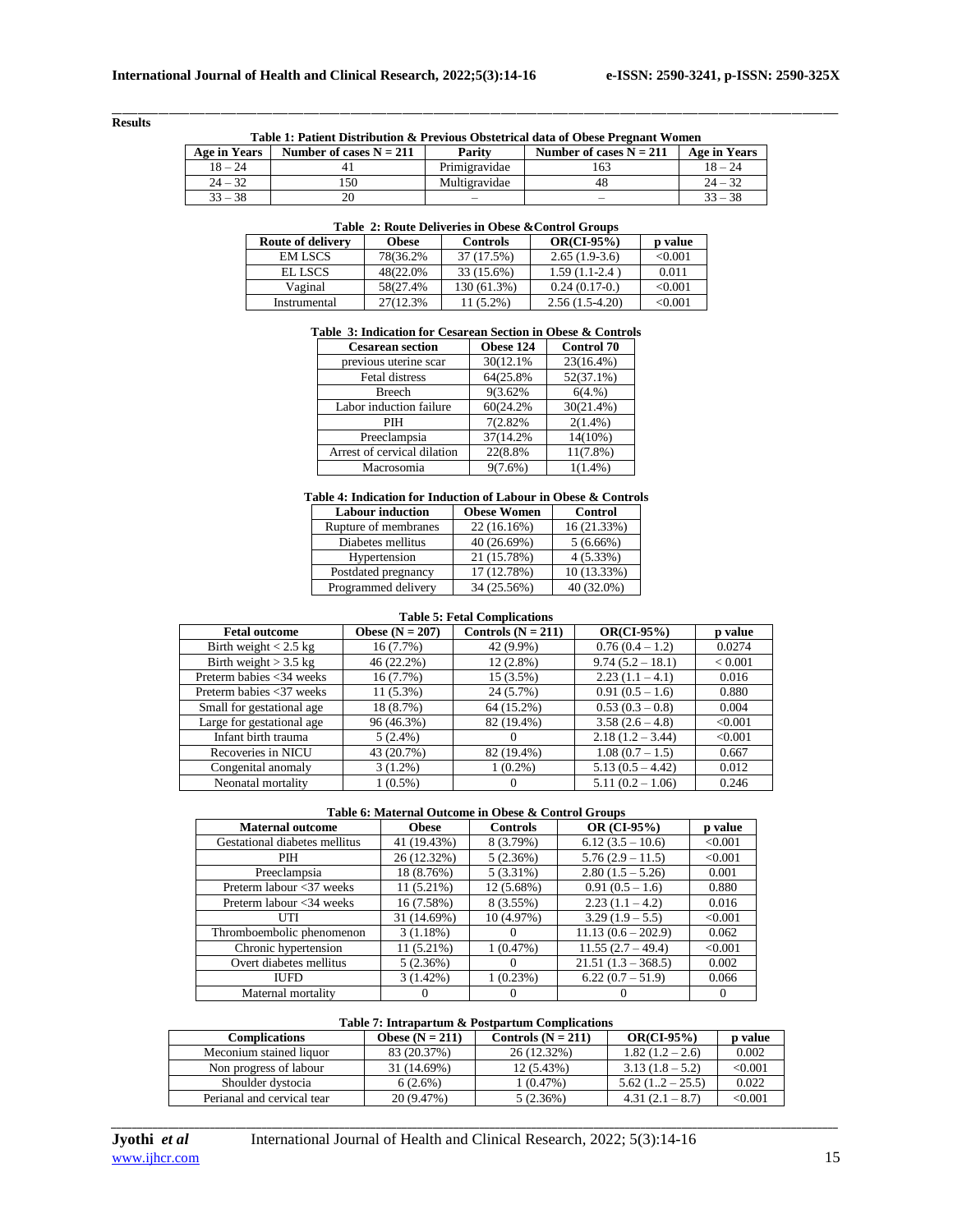**Results**

**Table 1: Patient Distribution & Previous Obstetrical data of Obese Pregnant Women**

| Age in Years | Number of cases N = 211 | Parity | Number of cases N = 211 | Age in Years |
|---|---|---|---|---|
| 18 – 24 | 41 | Primigravidae | 163 | 18 – 24 |
| 24 – 32 | 150 | Multigravidae | 48 | 24 – 32 |
| 33 – 38 | 20 | – | – | 33 – 38 |

**Table 2: Route Deliveries in Obese &Control Groups**

| Route of delivery | Obese | Controls | OR(CI-95%) | p value |
|---|---|---|---|---|
| EM LSCS | 78(36.2% | 37 (17.5%) | 2.65 (1.9-3.6) | <0.001 |
| EL LSCS | 48(22.0% | 33 (15.6%) | 1.59 (1.1-2.4 ) | 0.011 |
| Vaginal | 58(27.4% | 130 (61.3%) | 0.24 (0.17-0.) | <0.001 |
| Instrumental | 27(12.3% | 11 (5.2%) | 2.56 (1.5-4.20) | <0.001 |

**Table 3: Indication for Cesarean Section in Obese & Controls**

| Cesarean section | Obese 124 | Control 70 |
|---|---|---|
| previous uterine scar | 30(12.1% | 23(16.4%) |
| Fetal distress | 64(25.8% | 52(37.1%) |
| Breech | 9(3.62% | 6(4.%) |
| Labor induction failure | 60(24.2% | 30(21.4%) |
| PIH | 7(2.82% | 2(1.4%) |
| Preeclampsia | 37(14.2% | 14(10%) |
| Arrest of cervical dilation | 22(8.8% | 11(7.8%) |
| Macrosomia | 9(7.6%) | 1(1.4%) |

**Table 4: Indication for Induction of Labour in Obese & Controls**

| Labour induction | Obese Women | Control |
|---|---|---|
| Rupture of membranes | 22 (16.16%) | 16 (21.33%) |
| Diabetes mellitus | 40 (26.69%) | 5 (6.66%) |
| Hypertension | 21 (15.78%) | 4 (5.33%) |
| Postdated pregnancy | 17 (12.78%) | 10 (13.33%) |
| Programmed delivery | 34 (25.56%) | 40 (32.0%) |

**Table 5: Fetal Complications**

| Fetal outcome | Obese (N = 207) | Controls (N = 211) | OR(CI-95%) | p value |
|---|---|---|---|---|
| Birth weight < 2.5 kg | 16 (7.7%) | 42 (9.9%) | 0.76 (0.4 – 1.2) | 0.0274 |
| Birth weight > 3.5 kg | 46 (22.2%) | 12 (2.8%) | 9.74 (5.2 – 18.1) | < 0.001 |
| Preterm babies <34 weeks | 16 (7.7%) | 15 (3.5%) | 2.23 (1.1 – 4.1) | 0.016 |
| Preterm babies <37 weeks | 11 (5.3%) | 24 (5.7%) | 0.91 (0.5 – 1.6) | 0.880 |
| Small for gestational age | 18 (8.7%) | 64 (15.2%) | 0.53 (0.3 – 0.8) | 0.004 |
| Large for gestational age | 96 (46.3%) | 82 (19.4%) | 3.58 (2.6 – 4.8) | <0.001 |
| Infant birth trauma | 5 (2.4%) | 0 | 2.18 (1.2 – 3.44) | <0.001 |
| Recoveries in NICU | 43 (20.7%) | 82 (19.4%) | 1.08 (0.7 – 1.5) | 0.667 |
| Congenital anomaly | 3 (1.2%) | 1 (0.2%) | 5.13 (0.5 – 4.42) | 0.012 |
| Neonatal mortality | 1 (0.5%) | 0 | 5.11 (0.2 – 1.06) | 0.246 |

**Table 6: Maternal Outcome in Obese & Control Groups**

| Maternal outcome | Obese | Controls | OR (CI-95%) | p value |
|---|---|---|---|---|
| Gestational diabetes mellitus | 41 (19.43%) | 8 (3.79%) | 6.12 (3.5 – 10.6) | <0.001 |
| PIH | 26 (12.32%) | 5 (2.36%) | 5.76 (2.9 – 11.5) | <0.001 |
| Preeclampsia | 18 (8.76%) | 5 (3.31%) | 2.80 (1.5 – 5.26) | 0.001 |
| Preterm labour <37 weeks | 11 (5.21%) | 12 (5.68%) | 0.91 (0.5 – 1.6) | 0.880 |
| Preterm labour <34 weeks | 16 (7.58%) | 8 (3.55%) | 2.23 (1.1 – 4.2) | 0.016 |
| UTI | 31 (14.69%) | 10 (4.97%) | 3.29 (1.9 – 5.5) | <0.001 |
| Thromboembolic phenomenon | 3 (1.18%) | 0 | 11.13 (0.6 – 202.9) | 0.062 |
| Chronic hypertension | 11 (5.21%) | 1 (0.47%) | 11.55 (2.7 – 49.4) | <0.001 |
| Overt diabetes mellitus | 5 (2.36%) | 0 | 21.51 (1.3 – 368.5) | 0.002 |
| IUFD | 3 (1.42%) | 1 (0.23%) | 6.22 (0.7 – 51.9) | 0.066 |
| Maternal mortality | 0 | 0 | 0 | 0 |

**Table 7: Intrapartum & Postpartum Complications**

| Complications | Obese (N = 211) | Controls (N = 211) | OR(CI-95%) | p value |
|---|---|---|---|---|
| Meconium stained liquor | 83 (20.37%) | 26 (12.32%) | 1.82 (1.2 – 2.6) | 0.002 |
| Non progress of labour | 31 (14.69%) | 12 (5.43%) | 3.13 (1.8 – 5.2) | <0.001 |
| Shoulder dystocia | 6 (2.6%) | 1 (0.47%) | 5.62 (1..2 – 25.5) | 0.022 |
| Perianal and cervical tear | 20 (9.47%) | 5 (2.36%) | 4.31 (2.1 – 8.7) | <0.001 |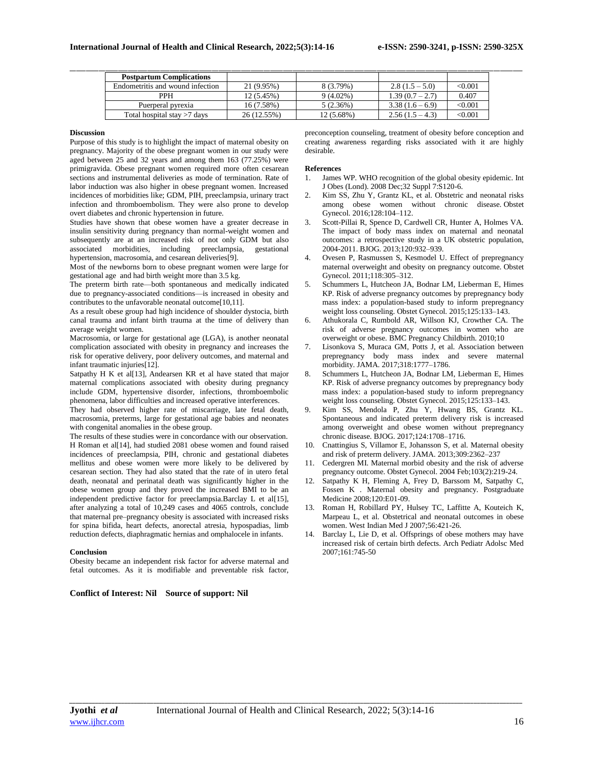| Postpartum Complications | | | | |
|---|---|---|---|---|
| Endometritis and wound infection | 21 (9.95%) | 8 (3.79%) | 2.8 (1.5 – 5.0) | <0.001 |
| PPH | 12 (5.45%) | 9 (4.02%) | 1.39 (0.7 – 2.7) | 0.407 |
| Puerperal pyrexia | 16 (7.58%) | 5 (2.36%) | 3.38 (1.6 – 6.9) | <0.001 |
| Total hospital stay >7 days | 26 (12.55%) | 12 (5.68%) | 2.56 (1.5 – 4.3) | <0.001 |

#### Discussion

Purpose of this study is to highlight the impact of maternal obesity on pregnancy. Majority of the obese pregnant women in our study were aged between 25 and 32 years and among them 163 (77.25%) were primigravida. Obese pregnant women required more often cesarean sections and instrumental deliveries as mode of termination. Rate of labor induction was also higher in obese pregnant women. Increased incidences of morbidities like; GDM, PIH, preeclampsia, urinary tract infection and thromboembolism. They were also prone to develop overt diabetes and chronic hypertension in future.

Studies have shown that obese women have a greater decrease in insulin sensitivity during pregnancy than normal-weight women and subsequently are at an increased risk of not only GDM but also associated morbidities, including preeclampsia, gestational hypertension, macrosomia, and cesarean deliveries[9].

Most of the newborns born to obese pregnant women were large for gestational age and had birth weight more than 3.5 kg.

The preterm birth rate—both spontaneous and medically indicated due to pregnancy-associated conditions—is increased in obesity and contributes to the unfavorable neonatal outcome[10,11].

As a result obese group had high incidence of shoulder dystocia, birth canal trauma and infant birth trauma at the time of delivery than average weight women.

Macrosomia, or large for gestational age (LGA), is another neonatal complication associated with obesity in pregnancy and increases the risk for operative delivery, poor delivery outcomes, and maternal and infant traumatic injuries[12].

Satpathy H K et al[13], Andearsen KR et al have stated that major maternal complications associated with obesity during pregnancy include GDM, hypertensive disorder, infections, thromboembolic phenomena, labor difficulties and increased operative interferences.

They had observed higher rate of miscarriage, late fetal death, macrosomia, preterms, large for gestational age babies and neonates with congenital anomalies in the obese group.

The results of these studies were in concordance with our observation. H Roman et al[14], had studied 2081 obese women and found raised incidences of preeclampsia, PIH, chronic and gestational diabetes mellitus and obese women were more likely to be delivered by cesarean section. They had also stated that the rate of in utero fetal death, neonatal and perinatal death was significantly higher in the obese women group and they proved the increased BMI to be an independent predictive factor for preeclampsia.Barclay L et al[15], after analyzing a total of 10,249 cases and 4065 controls, conclude that maternal pre–pregnancy obesity is associated with increased risks for spina bifida, heart defects, anorectal atresia, hypospadias, limb reduction defects, diaphragmatic hernias and omphalocele in infants.

#### Conclusion

Obesity became an independent risk factor for adverse maternal and fetal outcomes. As it is modifiable and preventable risk factor, preconception counseling, treatment of obesity before conception and creating awareness regarding risks associated with it are highly desirable.

**Conflict of Interest: Nil  Source of support: Nil**

#### References

1. James WP. WHO recognition of the global obesity epidemic. Int J Obes (Lond). 2008 Dec;32 Suppl 7:S120-6.
2. Kim SS, Zhu Y, Grantz KL, et al. Obstetric and neonatal risks among obese women without chronic disease. Obstet Gynecol. 2016;128:104–112.
3. Scott-Pillai R, Spence D, Cardwell CR, Hunter A, Holmes VA. The impact of body mass index on maternal and neonatal outcomes: a retrospective study in a UK obstetric population, 2004-2011. BJOG. 2013;120:932–939.
4. Ovesen P, Rasmussen S, Kesmodel U. Effect of prepregnancy maternal overweight and obesity on pregnancy outcome. Obstet Gynecol. 2011;118:305–312.
5. Schummers L, Hutcheon JA, Bodnar LM, Lieberman E, Himes KP. Risk of adverse pregnancy outcomes by prepregnancy body mass index: a population-based study to inform prepregnancy weight loss counseling. Obstet Gynecol. 2015;125:133–143.
6. Athukorala C, Rumbold AR, Willson KJ, Crowther CA. The risk of adverse pregnancy outcomes in women who are overweight or obese. BMC Pregnancy Childbirth. 2010;10
7. Lisonkova S, Muraca GM, Potts J, et al. Association between prepregnancy body mass index and severe maternal morbidity. JAMA. 2017;318:1777–1786.
8. Schummers L, Hutcheon JA, Bodnar LM, Lieberman E, Himes KP. Risk of adverse pregnancy outcomes by prepregnancy body mass index: a population-based study to inform prepregnancy weight loss counseling. Obstet Gynecol. 2015;125:133–143.
9. Kim SS, Mendola P, Zhu Y, Hwang BS, Grantz KL. Spontaneous and indicated preterm delivery risk is increased among overweight and obese women without prepregnancy chronic disease. BJOG. 2017;124:1708–1716.
10. Cnattingius S, Villamor E, Johansson S, et al. Maternal obesity and risk of preterm delivery. JAMA. 2013;309:2362–237
11. Cedergren MI. Maternal morbid obesity and the risk of adverse pregnancy outcome. Obstet Gynecol. 2004 Feb;103(2):219-24.
12. Satpathy K H, Fleming A, Frey D, Barssom M, Satpathy C, Fossen K . Maternal obesity and pregnancy. Postgraduate Medicine 2008;120:E01-09.
13. Roman H, Robillard PY, Hulsey TC, Laffitte A, Kouteich K, Marpeau L, et al. Obstetrical and neonatal outcomes in obese women. West Indian Med J 2007;56:421-26.
14. Barclay L, Lie D, et al. Offsprings of obese mothers may have increased risk of certain birth defects. Arch Pediatr Adolsc Med 2007;161:745-50